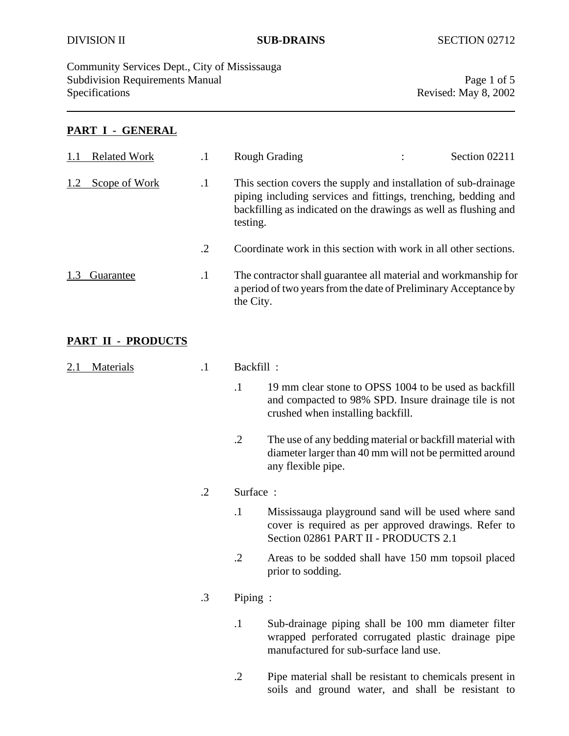DIVISION II **SUB-DRAINS** SECTION 02712

Community Services Dept., City of Mississauga
Subdivision Requirements Manual
Specifications

## PART I - GENERAL

**1.1 Related Work**

.1 Rough Grading : Section 02211

**1.2 Scope of Work**

.1 This section covers the supply and installation of sub-drainage piping including services and fittings, trenching, bedding and backfilling as indicated on the drawings as well as flushing and testing.

.2 Coordinate work in this section with work in all other sections.

**1.3 Guarantee**

.1 The contractor shall guarantee all material and workmanship for a period of two years from the date of Preliminary Acceptance by the City.

## PART II - PRODUCTS

**2.1 Materials**

.1 Backfill :

- .1 19 mm clear stone to OPSS 1004 to be used as backfill and compacted to 98% SPD. Insure drainage tile is not crushed when installing backfill.
- .2 The use of any bedding material or backfill material with diameter larger than 40 mm will not be permitted around any flexible pipe.

.2 Surface :

- .1 Mississauga playground sand will be used where sand cover is required as per approved drawings. Refer to Section 02861 PART II - PRODUCTS 2.1
- .2 Areas to be sodded shall have 150 mm topsoil placed prior to sodding.

.3 Piping :

- .1 Sub-drainage piping shall be 100 mm diameter filter wrapped perforated corrugated plastic drainage pipe manufactured for sub-surface land use.
- .2 Pipe material shall be resistant to chemicals present in soils and ground water, and shall be resistant to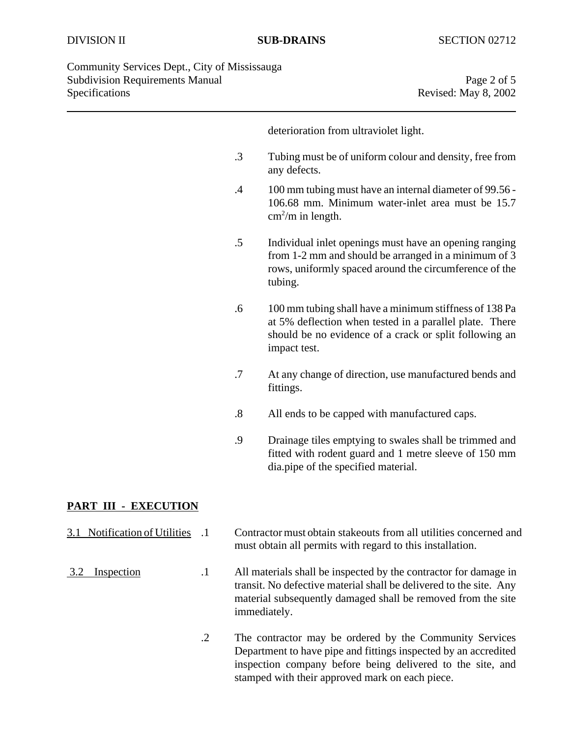deterioration from ultraviolet light.

.3 Tubing must be of uniform colour and density, free from any defects.

.4 100 mm tubing must have an internal diameter of 99.56 - 106.68 mm. Minimum water-inlet area must be 15.7 $cm^2$/m in length.

.5 Individual inlet openings must have an opening ranging from 1-2 mm and should be arranged in a minimum of 3 rows, uniformly spaced around the circumference of the tubing.

.6 100 mm tubing shall have a minimum stiffness of 138 Pa at 5% deflection when tested in a parallel plate. There should be no evidence of a crack or split following an impact test.

.7 At any change of direction, use manufactured bends and fittings.

.8 All ends to be capped with manufactured caps.

.9 Drainage tiles emptying to swales shall be trimmed and fitted with rodent guard and 1 metre sleeve of 150 mm dia.pipe of the specified material.

## PART III - EXECUTION

**3.1 Notification of Utilities**

.1 Contractor must obtain stakeouts from all utilities concerned and must obtain all permits with regard to this installation.

**3.2 Inspection**

.1 All materials shall be inspected by the contractor for damage in transit. No defective material shall be delivered to the site. Any material subsequently damaged shall be removed from the site immediately.

.2 The contractor may be ordered by the Community Services Department to have pipe and fittings inspected by an accredited inspection company before being delivered to the site, and stamped with their approved mark on each piece.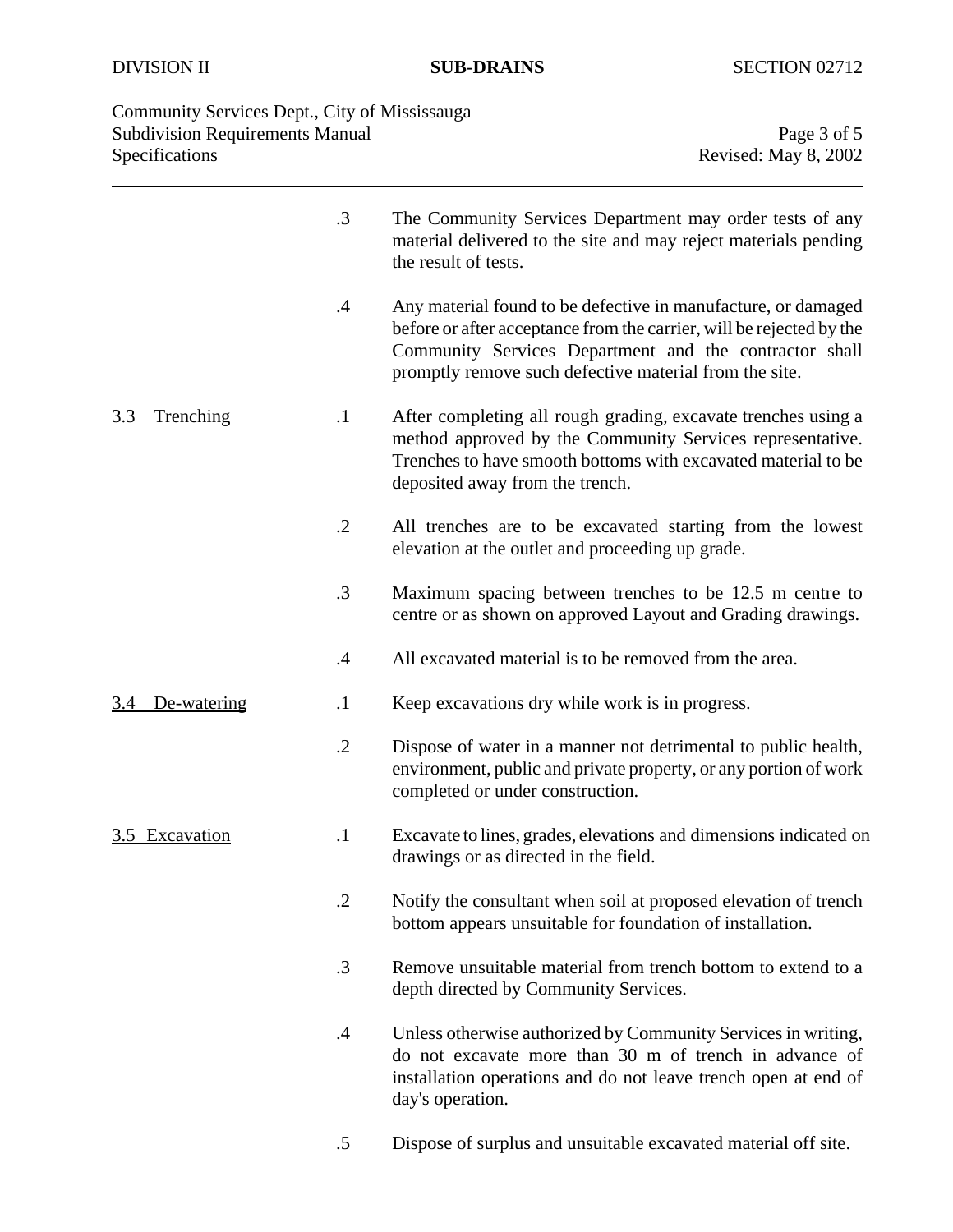.3 The Community Services Department may order tests of any material delivered to the site and may reject materials pending the result of tests.

.4 Any material found to be defective in manufacture, or damaged before or after acceptance from the carrier, will be rejected by the Community Services Department and the contractor shall promptly remove such defective material from the site.

### 3.3 Trenching

.1 After completing all rough grading, excavate trenches using a method approved by the Community Services representative. Trenches to have smooth bottoms with excavated material to be deposited away from the trench.

.2 All trenches are to be excavated starting from the lowest elevation at the outlet and proceeding up grade.

.3 Maximum spacing between trenches to be 12.5 m centre to centre or as shown on approved Layout and Grading drawings.

.4 All excavated material is to be removed from the area.

### 3.4 De-watering

.1 Keep excavations dry while work is in progress.

.2 Dispose of water in a manner not detrimental to public health, environment, public and private property, or any portion of work completed or under construction.

### 3.5 Excavation

.1 Excavate to lines, grades, elevations and dimensions indicated on drawings or as directed in the field.

.2 Notify the consultant when soil at proposed elevation of trench bottom appears unsuitable for foundation of installation.

.3 Remove unsuitable material from trench bottom to extend to a depth directed by Community Services.

.4 Unless otherwise authorized by Community Services in writing, do not excavate more than 30 m of trench in advance of installation operations and do not leave trench open at end of day's operation.

.5 Dispose of surplus and unsuitable excavated material off site.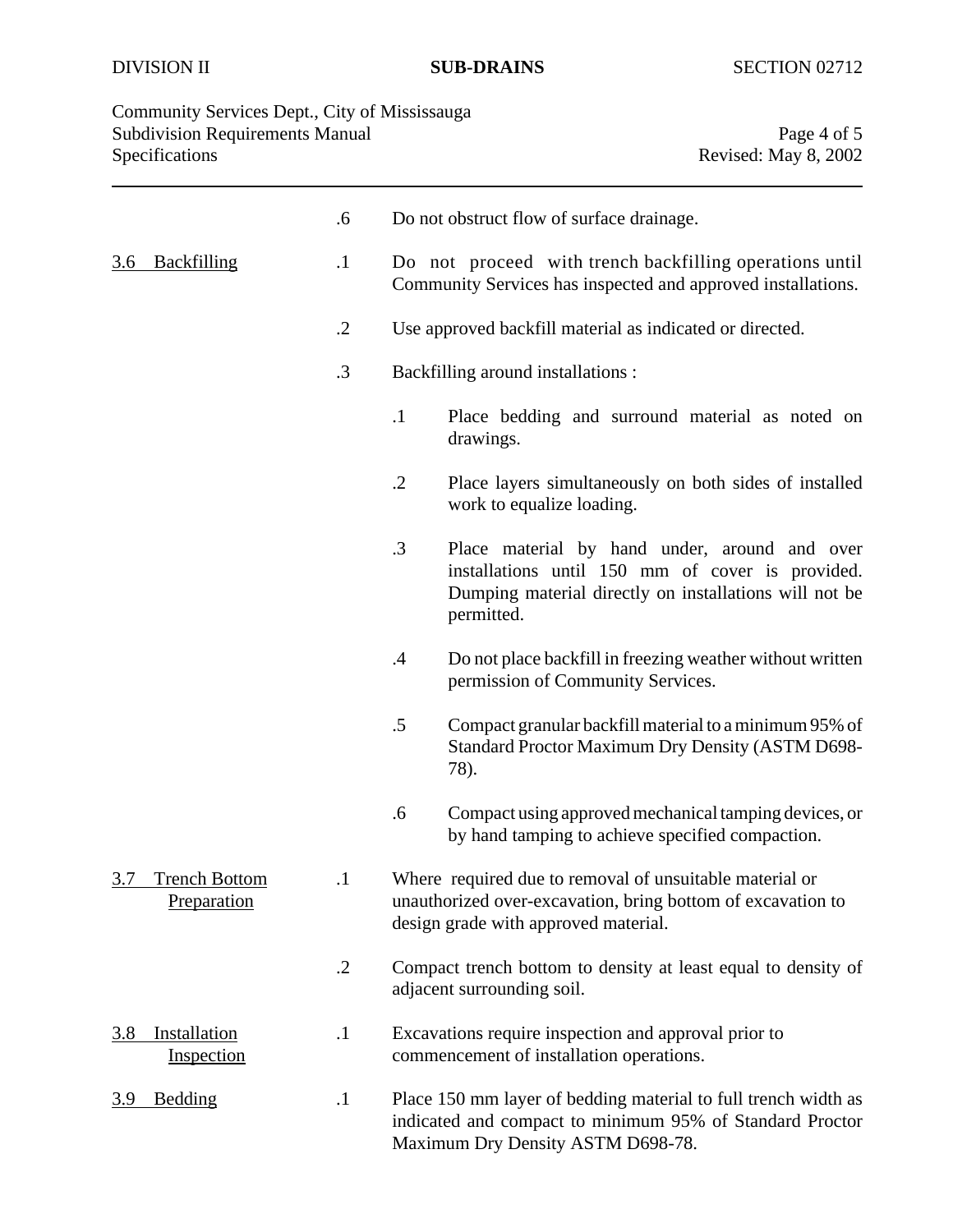.6 Do not obstruct flow of surface drainage.

## 3.6 Backfilling

.1 Do not proceed with trench backfilling operations until Community Services has inspected and approved installations.

.2 Use approved backfill material as indicated or directed.

.3 Backfilling around installations :

- .1 Place bedding and surround material as noted on drawings.
- .2 Place layers simultaneously on both sides of installed work to equalize loading.
- .3 Place material by hand under, around and over installations until 150 mm of cover is provided. Dumping material directly on installations will not be permitted.
- .4 Do not place backfill in freezing weather without written permission of Community Services.
- .5 Compact granular backfill material to a minimum 95% of Standard Proctor Maximum Dry Density (ASTM D698-78).
- .6 Compact using approved mechanical tamping devices, or by hand tamping to achieve specified compaction.

## 3.7 Trench Bottom Preparation

.1 Where required due to removal of unsuitable material or unauthorized over-excavation, bring bottom of excavation to design grade with approved material.

.2 Compact trench bottom to density at least equal to density of adjacent surrounding soil.

## 3.8 Installation Inspection

.1 Excavations require inspection and approval prior to commencement of installation operations.

## 3.9 Bedding

.1 Place 150 mm layer of bedding material to full trench width as indicated and compact to minimum 95% of Standard Proctor Maximum Dry Density ASTM D698-78.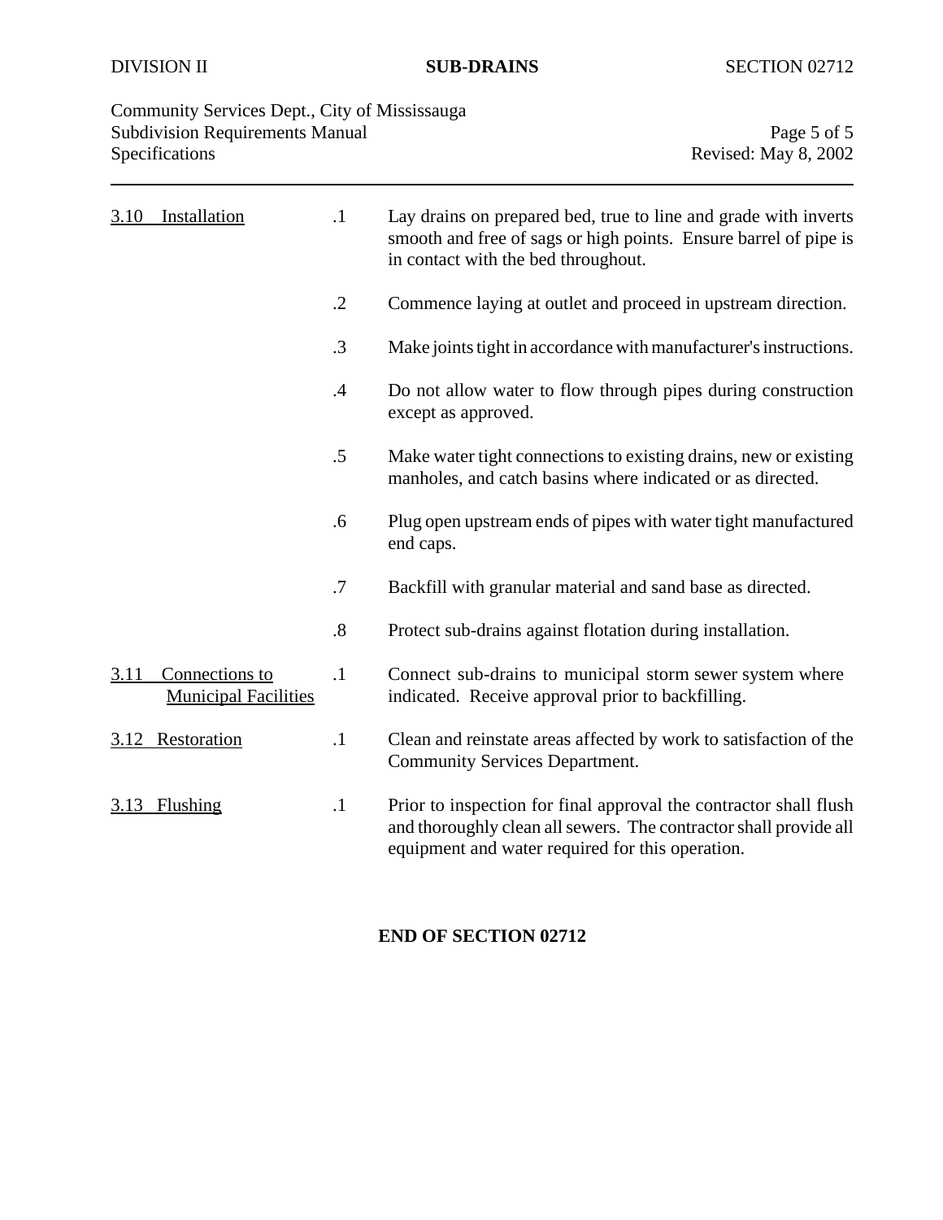3.10 Installation

.1 Lay drains on prepared bed, true to line and grade with inverts smooth and free of sags or high points. Ensure barrel of pipe is in contact with the bed throughout.

.2 Commence laying at outlet and proceed in upstream direction.

.3 Make joints tight in accordance with manufacturer's instructions.

.4 Do not allow water to flow through pipes during construction except as approved.

.5 Make water tight connections to existing drains, new or existing manholes, and catch basins where indicated or as directed.

.6 Plug open upstream ends of pipes with water tight manufactured end caps.

.7 Backfill with granular material and sand base as directed.

.8 Protect sub-drains against flotation during installation.

3.11 Connections to Municipal Facilities

.1 Connect sub-drains to municipal storm sewer system where indicated. Receive approval prior to backfilling.

3.12 Restoration

.1 Clean and reinstate areas affected by work to satisfaction of the Community Services Department.

3.13 Flushing

.1 Prior to inspection for final approval the contractor shall flush and thoroughly clean all sewers. The contractor shall provide all equipment and water required for this operation.

**END OF SECTION 02712**